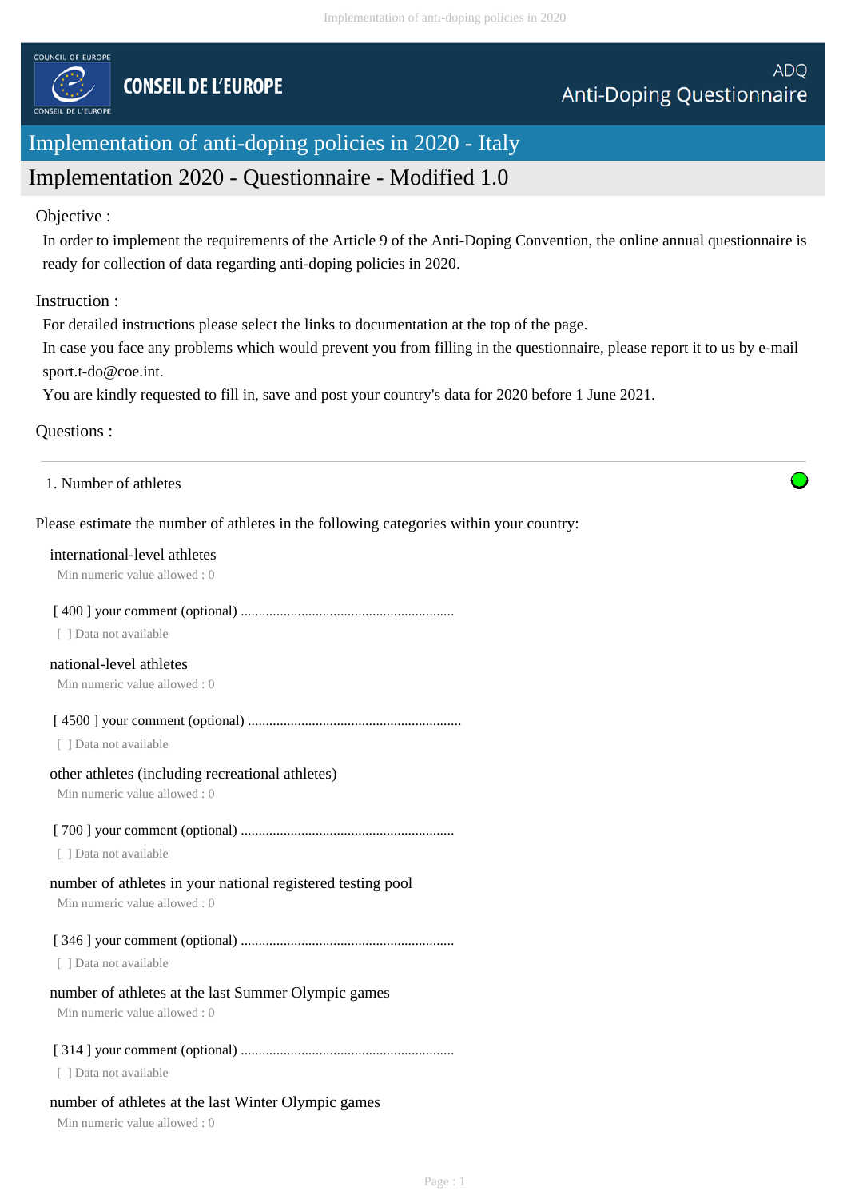COUNCIL OF EUROPE

CONSEIL DE L'EUROPE

ADQ
Anti-Doping Questionnaire

# Implementation of anti-doping policies in 2020 - Italy

## Implementation 2020 - Questionnaire - Modified 1.0

Objective :

In order to implement the requirements of the Article 9 of the Anti-Doping Convention, the online annual questionnaire is ready for collection of data regarding anti-doping policies in 2020.

Instruction :

For detailed instructions please select the links to documentation at the top of the page.
In case you face any problems which would prevent you from filling in the questionnaire, please report it to us by e-mail sport.t-do@coe.int.
You are kindly requested to fill in, save and post your country's data for 2020 before 1 June 2021.

Questions :

---

1. Number of athletes

Please estimate the number of athletes in the following categories within your country:

international-level athletes
Min numeric value allowed : 0

[ 400 ] your comment (optional) ............................................................
[ ] Data not available

national-level athletes
Min numeric value allowed : 0

[ 4500 ] your comment (optional) ............................................................
[ ] Data not available

other athletes (including recreational athletes)
Min numeric value allowed : 0

[ 700 ] your comment (optional) ............................................................
[ ] Data not available

number of athletes in your national registered testing pool
Min numeric value allowed : 0

[ 346 ] your comment (optional) ............................................................
[ ] Data not available

number of athletes at the last Summer Olympic games
Min numeric value allowed : 0

[ 314 ] your comment (optional) ............................................................
[ ] Data not available

number of athletes at the last Winter Olympic games
Min numeric value allowed : 0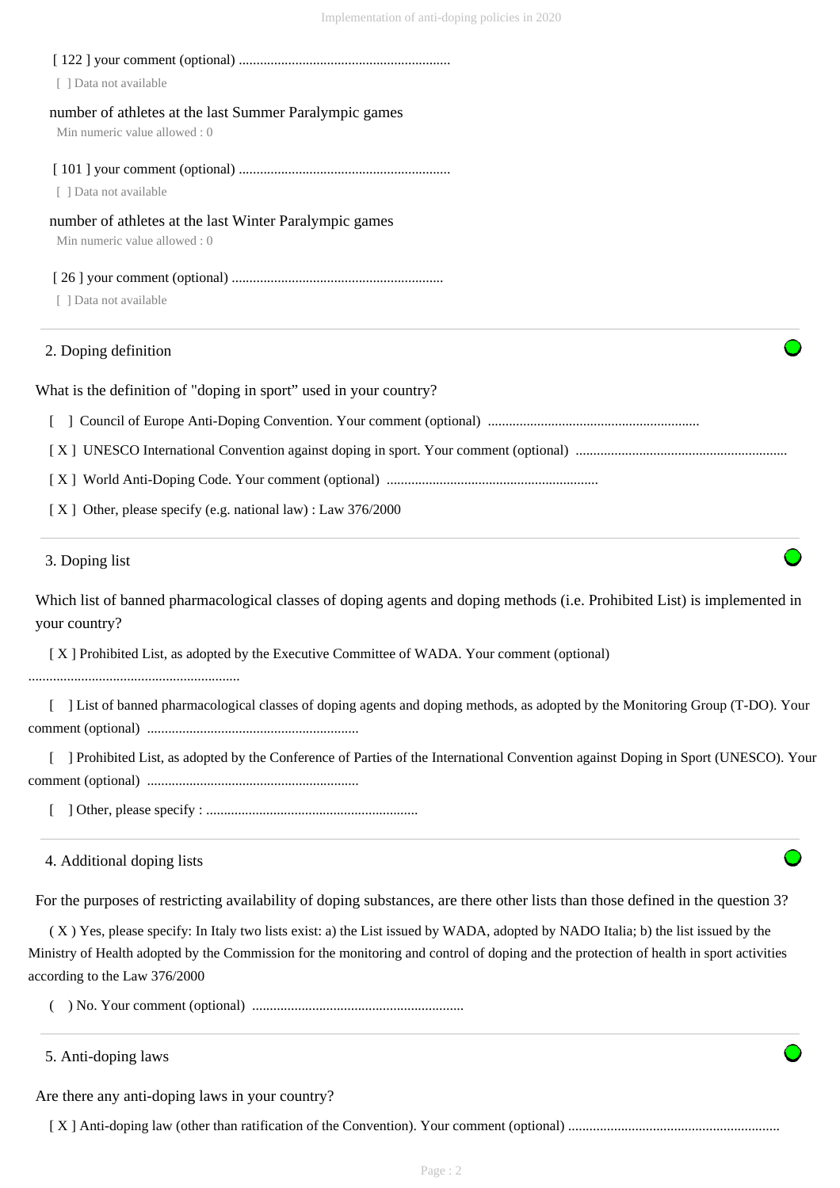[ 122 ] your comment (optional) ............................................................

[ ] Data not available

number of athletes at the last Summer Paralympic games

Min numeric value allowed : 0

[ 101 ] your comment (optional) ............................................................

[ ] Data not available

number of athletes at the last Winter Paralympic games

Min numeric value allowed : 0

[ 26 ] your comment (optional) ............................................................

[ ] Data not available

## 2. Doping definition

What is the definition of "doping in sport" used in your country?

[ ] Council of Europe Anti-Doping Convention. Your comment (optional) ............................................................

[ X ] UNESCO International Convention against doping in sport. Your comment (optional) ............................................................

[ X ] World Anti-Doping Code. Your comment (optional) ............................................................

[ X ] Other, please specify (e.g. national law) : Law 376/2000

## 3. Doping list

Which list of banned pharmacological classes of doping agents and doping methods (i.e. Prohibited List) is implemented in your country?

[ X ] Prohibited List, as adopted by the Executive Committee of WADA. Your comment (optional) ............................................................

[ ] List of banned pharmacological classes of doping agents and doping methods, as adopted by the Monitoring Group (T-DO). Your comment (optional) ............................................................

[ ] Prohibited List, as adopted by the Conference of Parties of the International Convention against Doping in Sport (UNESCO). Your comment (optional) ............................................................

[ ] Other, please specify : ............................................................

## 4. Additional doping lists

For the purposes of restricting availability of doping substances, are there other lists than those defined in the question 3?

( X ) Yes, please specify: In Italy two lists exist: a) the List issued by WADA, adopted by NADO Italia; b) the list issued by the Ministry of Health adopted by the Commission for the monitoring and control of doping and the protection of health in sport activities according to the Law 376/2000

( ) No. Your comment (optional) ............................................................

## 5. Anti-doping laws

Are there any anti-doping laws in your country?

[ X ] Anti-doping law (other than ratification of the Convention). Your comment (optional) ............................................................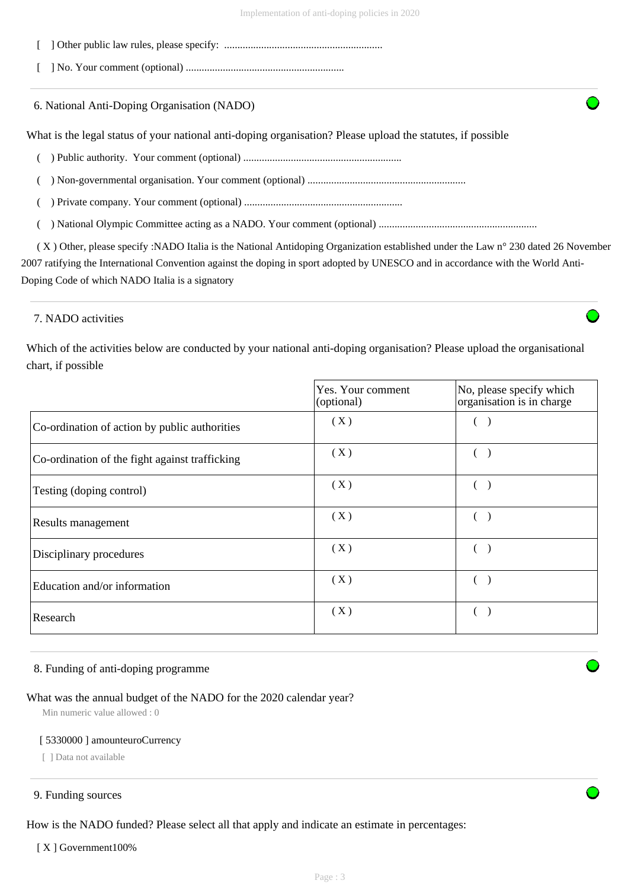[ ] Other public law rules, please specify: ............................................................

[ ] No. Your comment (optional) ............................................................

## 6. National Anti-Doping Organisation (NADO)

What is the legal status of your national anti-doping organisation? Please upload the statutes, if possible

( ) Public authority. Your comment (optional) ............................................................

( ) Non-governmental organisation. Your comment (optional) ............................................................

( ) Private company. Your comment (optional) ............................................................

( ) National Olympic Committee acting as a NADO. Your comment (optional) ............................................................

( X ) Other, please specify :NADO Italia is the National Antidoping Organization established under the Law n° 230 dated 26 November 2007 ratifying the International Convention against the doping in sport adopted by UNESCO and in accordance with the World Anti-Doping Code of which NADO Italia is a signatory

## 7. NADO activities

Which of the activities below are conducted by your national anti-doping organisation? Please upload the organisational chart, if possible

| | Yes. Your comment (optional) | No, please specify which organisation is in charge |
|---|---|---|
| Co-ordination of action by public authorities | ( X ) | ( ) |
| Co-ordination of the fight against trafficking | ( X ) | ( ) |
| Testing (doping control) | ( X ) | ( ) |
| Results management | ( X ) | ( ) |
| Disciplinary procedures | ( X ) | ( ) |
| Education and/or information | ( X ) | ( ) |
| Research | ( X ) | ( ) |

## 8. Funding of anti-doping programme

What was the annual budget of the NADO for the 2020 calendar year?

Min numeric value allowed : 0

[ 5330000 ] amounteuroCurrency

[ ] Data not available

## 9. Funding sources

How is the NADO funded? Please select all that apply and indicate an estimate in percentages:

[ X ] Government100%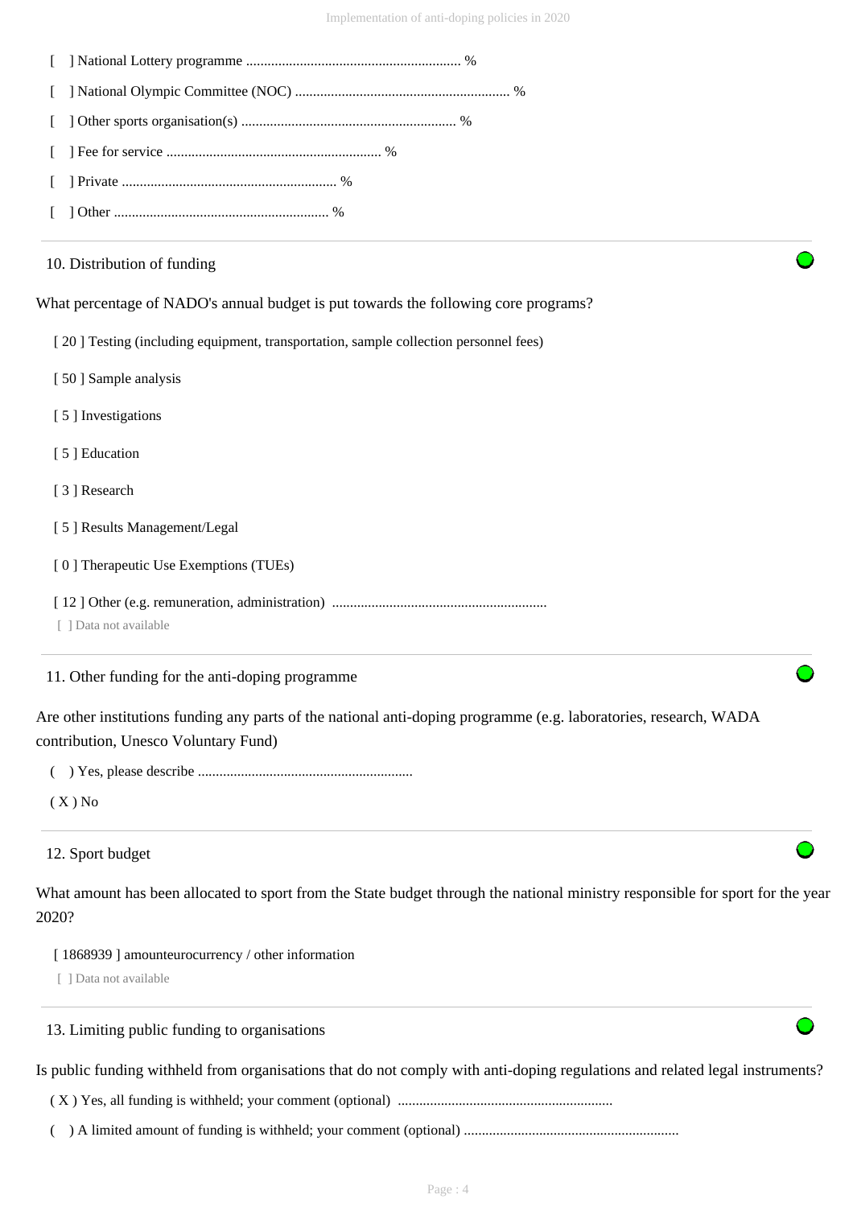[ ] National Lottery programme ........................................................... %

[ ] National Olympic Committee (NOC) ........................................................... %

[ ] Other sports organisation(s) ........................................................... %

[ ] Fee for service ........................................................... %

[ ] Private ........................................................... %

[ ] Other ........................................................... %

---

10. Distribution of funding

What percentage of NADO's annual budget is put towards the following core programs?

[ 20 ] Testing (including equipment, transportation, sample collection personnel fees)

[ 50 ] Sample analysis

[ 5 ] Investigations

[ 5 ] Education

[ 3 ] Research

[ 5 ] Results Management/Legal

[ 0 ] Therapeutic Use Exemptions (TUEs)

[ 12 ] Other (e.g. remuneration, administration) ...........................................................

[ ] Data not available

---

11. Other funding for the anti-doping programme

Are other institutions funding any parts of the national anti-doping programme (e.g. laboratories, research, WADA contribution, Unesco Voluntary Fund)

( ) Yes, please describe ...........................................................

( X ) No

---

12. Sport budget

What amount has been allocated to sport from the State budget through the national ministry responsible for sport for the year 2020?

[ 1868939 ] amounteurocurrency / other information

[ ] Data not available

---

13. Limiting public funding to organisations

Is public funding withheld from organisations that do not comply with anti-doping regulations and related legal instruments?

( X ) Yes, all funding is withheld; your comment (optional) ...........................................................

( ) A limited amount of funding is withheld; your comment (optional) ...........................................................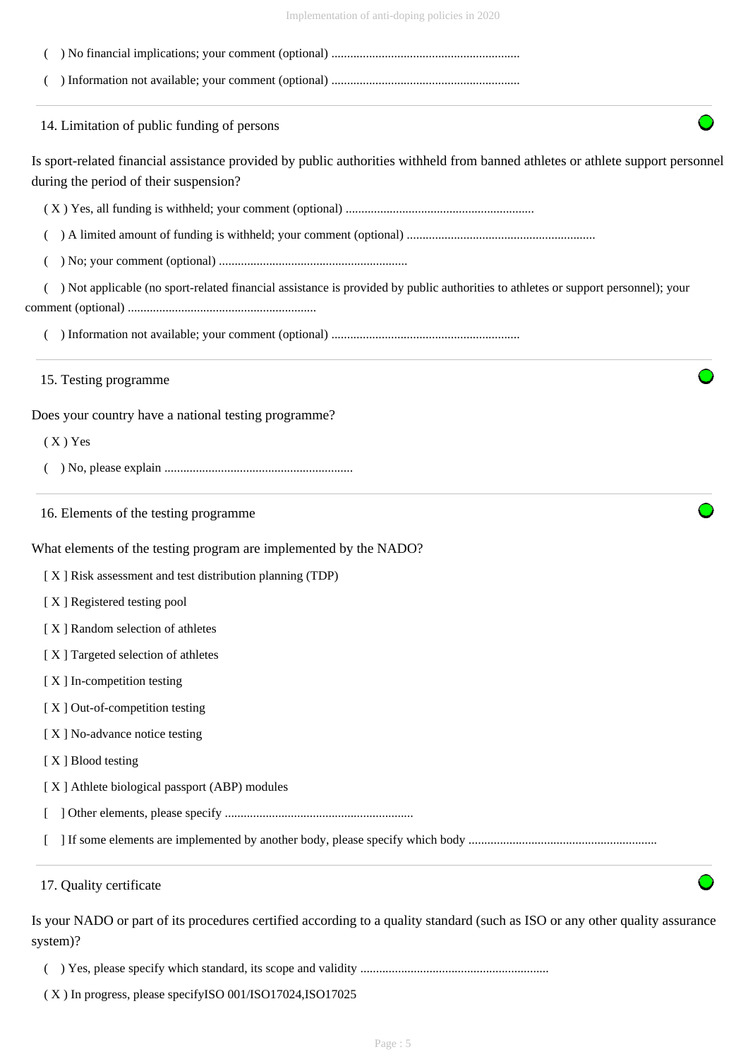( ) No financial implications; your comment (optional) ...........................................................

( ) Information not available; your comment (optional) ...........................................................

### 14. Limitation of public funding of persons

Is sport-related financial assistance provided by public authorities withheld from banned athletes or athlete support personnel during the period of their suspension?

( X ) Yes, all funding is withheld; your comment (optional) ...........................................................

( ) A limited amount of funding is withheld; your comment (optional) ...........................................................

( ) No; your comment (optional) ...........................................................

( ) Not applicable (no sport-related financial assistance is provided by public authorities to athletes or support personnel); your comment (optional) ...........................................................

( ) Information not available; your comment (optional) ...........................................................

### 15. Testing programme

Does your country have a national testing programme?

( X ) Yes

( ) No, please explain ...........................................................

### 16. Elements of the testing programme

What elements of the testing program are implemented by the NADO?

[ X ] Risk assessment and test distribution planning (TDP)

[ X ] Registered testing pool

[ X ] Random selection of athletes

[ X ] Targeted selection of athletes

[ X ] In-competition testing

[ X ] Out-of-competition testing

[ X ] No-advance notice testing

[ X ] Blood testing

[ X ] Athlete biological passport (ABP) modules

[ ] Other elements, please specify ...........................................................

[ ] If some elements are implemented by another body, please specify which body ...........................................................

### 17. Quality certificate

Is your NADO or part of its procedures certified according to a quality standard (such as ISO or any other quality assurance system)?

( ) Yes, please specify which standard, its scope and validity ...........................................................

( X ) In progress, please specifyISO 001/ISO17024,ISO17025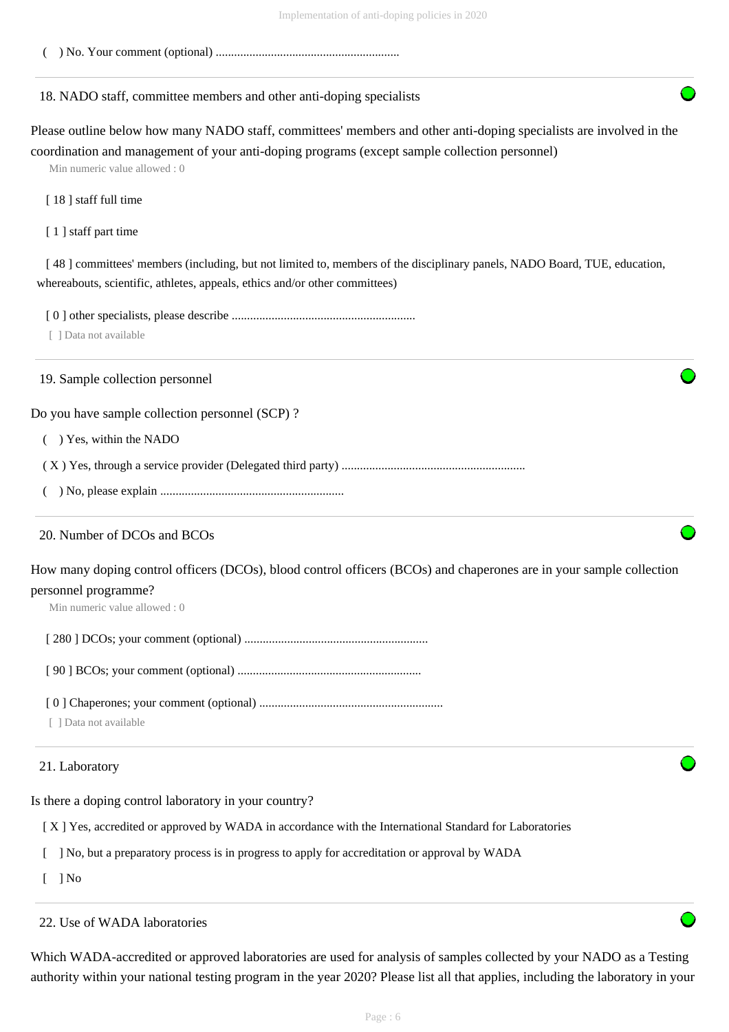( ) No. Your comment (optional) ............................................................

18. NADO staff, committee members and other anti-doping specialists

Please outline below how many NADO staff, committees' members and other anti-doping specialists are involved in the coordination and management of your anti-doping programs (except sample collection personnel)

Min numeric value allowed : 0

[ 18 ] staff full time

[ 1 ] staff part time

[ 48 ] committees' members (including, but not limited to, members of the disciplinary panels, NADO Board, TUE, education, whereabouts, scientific, athletes, appeals, ethics and/or other committees)

[ 0 ] other specialists, please describe ............................................................

[ ] Data not available

19. Sample collection personnel

Do you have sample collection personnel (SCP) ?

( ) Yes, within the NADO

( X ) Yes, through a service provider (Delegated third party) ............................................................

( ) No, please explain ............................................................

20. Number of DCOs and BCOs

How many doping control officers (DCOs), blood control officers (BCOs) and chaperones are in your sample collection personnel programme?

Min numeric value allowed : 0

[ 280 ] DCOs; your comment (optional) ............................................................

[ 90 ] BCOs; your comment (optional) ............................................................

[ 0 ] Chaperones; your comment (optional) ............................................................

[ ] Data not available

21. Laboratory

Is there a doping control laboratory in your country?

[ X ] Yes, accredited or approved by WADA in accordance with the International Standard for Laboratories

[ ] No, but a preparatory process is in progress to apply for accreditation or approval by WADA

[ ] No

22. Use of WADA laboratories

Which WADA-accredited or approved laboratories are used for analysis of samples collected by your NADO as a Testing authority within your national testing program in the year 2020? Please list all that applies, including the laboratory in your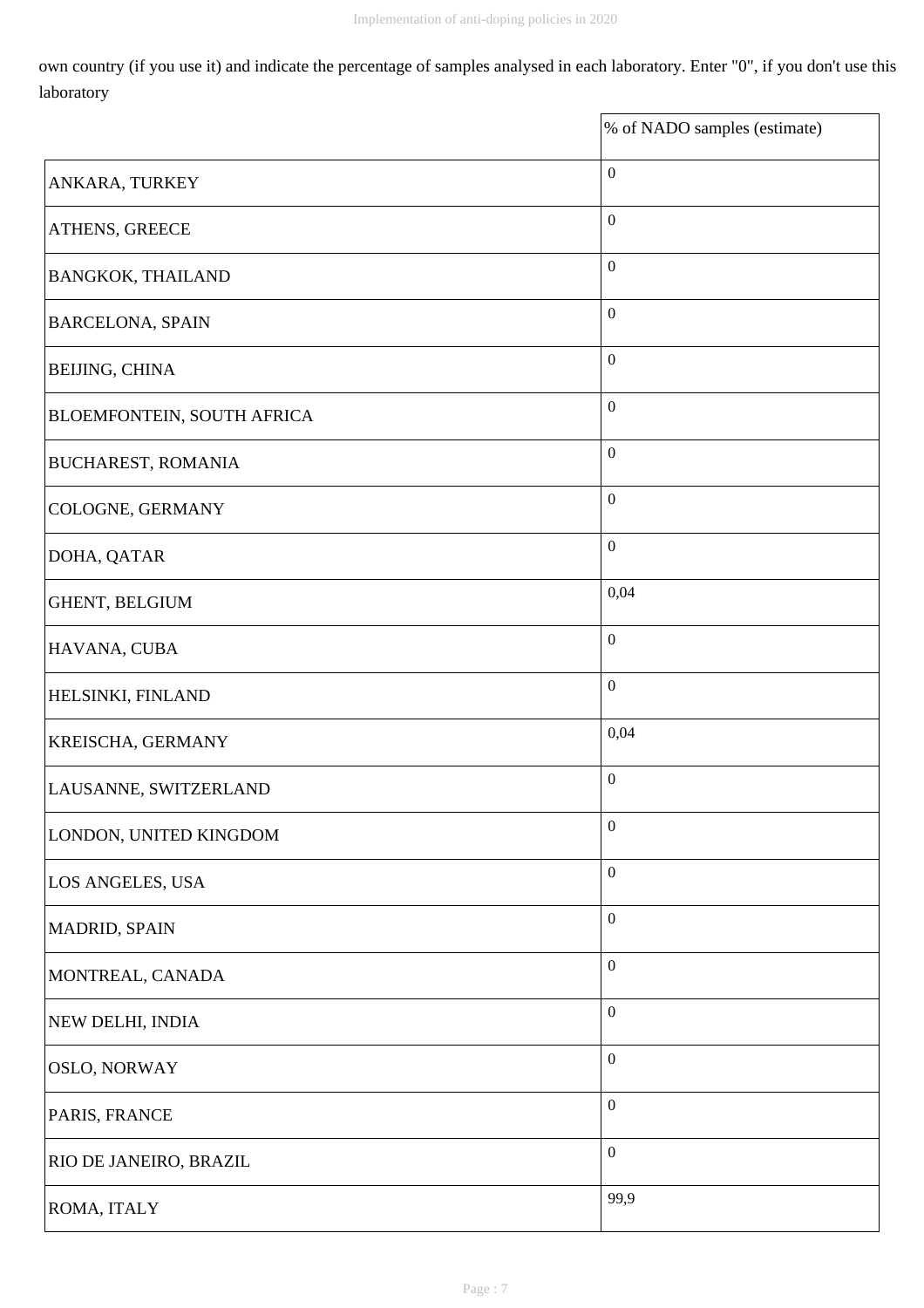own country (if you use it) and indicate the percentage of samples analysed in each laboratory. Enter "0", if you don't use this laboratory

| | % of NADO samples (estimate) |
|---|---|
| ANKARA, TURKEY | 0 |
| ATHENS, GREECE | 0 |
| BANGKOK, THAILAND | 0 |
| BARCELONA, SPAIN | 0 |
| BEIJING, CHINA | 0 |
| BLOEMFONTEIN, SOUTH AFRICA | 0 |
| BUCHAREST, ROMANIA | 0 |
| COLOGNE, GERMANY | 0 |
| DOHA, QATAR | 0 |
| GHENT, BELGIUM | 0,04 |
| HAVANA, CUBA | 0 |
| HELSINKI, FINLAND | 0 |
| KREISCHA, GERMANY | 0,04 |
| LAUSANNE, SWITZERLAND | 0 |
| LONDON, UNITED KINGDOM | 0 |
| LOS ANGELES, USA | 0 |
| MADRID, SPAIN | 0 |
| MONTREAL, CANADA | 0 |
| NEW DELHI, INDIA | 0 |
| OSLO, NORWAY | 0 |
| PARIS, FRANCE | 0 |
| RIO DE JANEIRO, BRAZIL | 0 |
| ROMA, ITALY | 99,9 |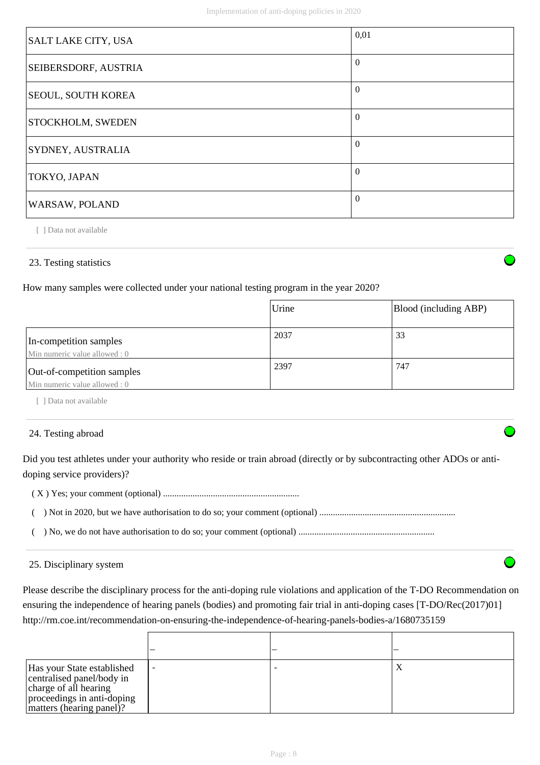| | |
|---|---|
| SALT LAKE CITY, USA | 0,01 |
| SEIBERSDORF, AUSTRIA | 0 |
| SEOUL, SOUTH KOREA | 0 |
| STOCKHOLM, SWEDEN | 0 |
| SYDNEY, AUSTRALIA | 0 |
| TOKYO, JAPAN | 0 |
| WARSAW, POLAND | 0 |

[ ] Data not available

## 23. Testing statistics

How many samples were collected under your national testing program in the year 2020?

| | Urine | Blood (including ABP) |
|---|---|---|
| In-competition samples<br>Min numeric value allowed : 0 | 2037 | 33 |
| Out-of-competition samples<br>Min numeric value allowed : 0 | 2397 | 747 |

[ ] Data not available

## 24. Testing abroad

Did you test athletes under your authority who reside or train abroad (directly or by subcontracting other ADOs or anti-doping service providers)?

( X ) Yes; your comment (optional) ...........................................................

(   ) Not in 2020, but we have authorisation to do so; your comment (optional) ...........................................................

(   ) No, we do not have authorisation to do so; your comment (optional) ...........................................................

## 25. Disciplinary system

Please describe the disciplinary process for the anti-doping rule violations and application of the T-DO Recommendation on ensuring the independence of hearing panels (bodies) and promoting fair trial in anti-doping cases [T-DO/Rec(2017)01] http://rm.coe.int/recommendation-on-ensuring-the-independence-of-hearing-panels-bodies-a/1680735159

| | – | – | – |
|---|---|---|---|
| Has your State established centralised panel/body in charge of all hearing proceedings in anti-doping matters (hearing panel)? | - | - | X |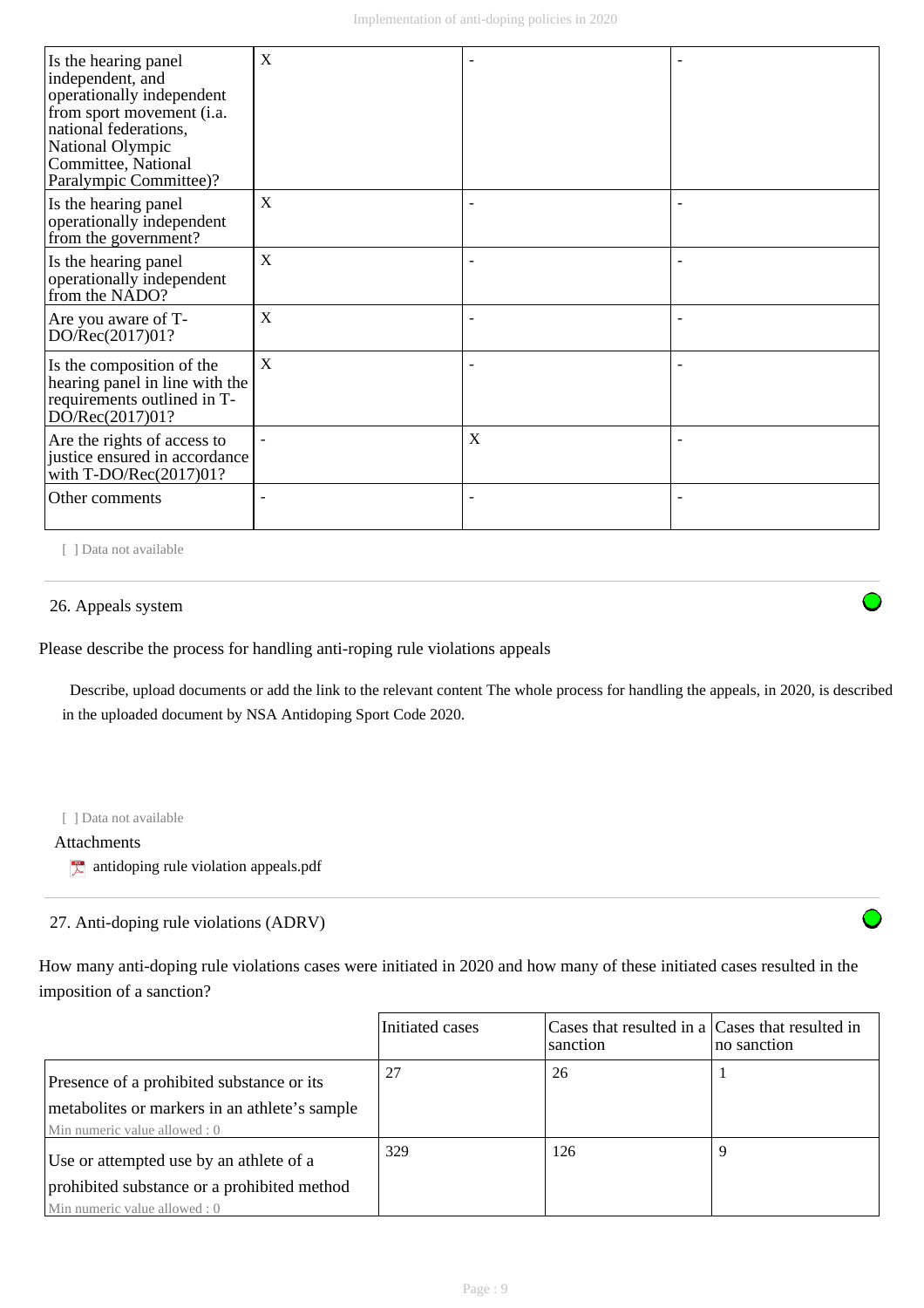| | | | |
|---|---|---|---|
| Is the hearing panel independent, and operationally independent from sport movement (i.a. national federations, National Olympic Committee, National Paralympic Committee)? | X | - | - |
| Is the hearing panel operationally independent from the government? | X | - | - |
| Is the hearing panel operationally independent from the NADO? | X | - | - |
| Are you aware of T-DO/Rec(2017)01? | X | - | - |
| Is the composition of the hearing panel in line with the requirements outlined in T-DO/Rec(2017)01? | X | - | - |
| Are the rights of access to justice ensured in accordance with T-DO/Rec(2017)01? | - | X | - |
| Other comments | - | - | - |

[ ] Data not available

## 26. Appeals system

Please describe the process for handling anti-roping rule violations appeals

Describe, upload documents or add the link to the relevant content The whole process for handling the appeals, in 2020, is described in the uploaded document by NSA Antidoping Sport Code 2020.

[ ] Data not available

Attachments

antidoping rule violation appeals.pdf

## 27. Anti-doping rule violations (ADRV)

How many anti-doping rule violations cases were initiated in 2020 and how many of these initiated cases resulted in the imposition of a sanction?

| | Initiated cases | Cases that resulted in a sanction | Cases that resulted in no sanction |
|---|---|---|---|
| Presence of a prohibited substance or its metabolites or markers in an athlete's sample<br>Min numeric value allowed : 0 | 27 | 26 | 1 |
| Use or attempted use by an athlete of a prohibited substance or a prohibited method<br>Min numeric value allowed : 0 | 329 | 126 | 9 |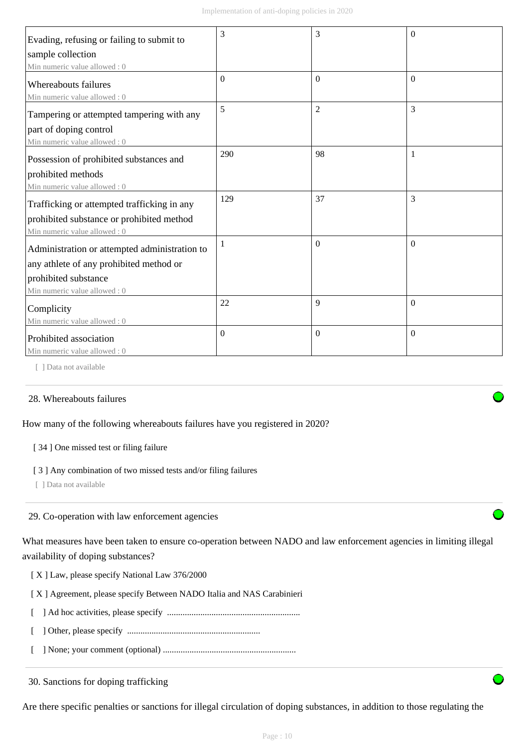| | | | |
|---|---|---|---|
| Evading, refusing or failing to submit to sample collection<br>Min numeric value allowed : 0 | 3 | 3 | 0 |
| Whereabouts failures<br>Min numeric value allowed : 0 | 0 | 0 | 0 |
| Tampering or attempted tampering with any part of doping control<br>Min numeric value allowed : 0 | 5 | 2 | 3 |
| Possession of prohibited substances and prohibited methods<br>Min numeric value allowed : 0 | 290 | 98 | 1 |
| Trafficking or attempted trafficking in any prohibited substance or prohibited method<br>Min numeric value allowed : 0 | 129 | 37 | 3 |
| Administration or attempted administration to any athlete of any prohibited method or prohibited substance<br>Min numeric value allowed : 0 | 1 | 0 | 0 |
| Complicity<br>Min numeric value allowed : 0 | 22 | 9 | 0 |
| Prohibited association<br>Min numeric value allowed : 0 | 0 | 0 | 0 |

[ ] Data not available

28. Whereabouts failures

How many of the following whereabouts failures have you registered in 2020?

[ 34 ] One missed test or filing failure

[ 3 ] Any combination of two missed tests and/or filing failures

[ ] Data not available

29. Co-operation with law enforcement agencies

What measures have been taken to ensure co-operation between NADO and law enforcement agencies in limiting illegal availability of doping substances?

[ X ] Law, please specify National Law 376/2000

[ X ] Agreement, please specify Between NADO Italia and NAS Carabinieri

[ ] Ad hoc activities, please specify ............................................................

[ ] Other, please specify ............................................................

[ ] None; your comment (optional) ............................................................

30. Sanctions for doping trafficking

Are there specific penalties or sanctions for illegal circulation of doping substances, in addition to those regulating the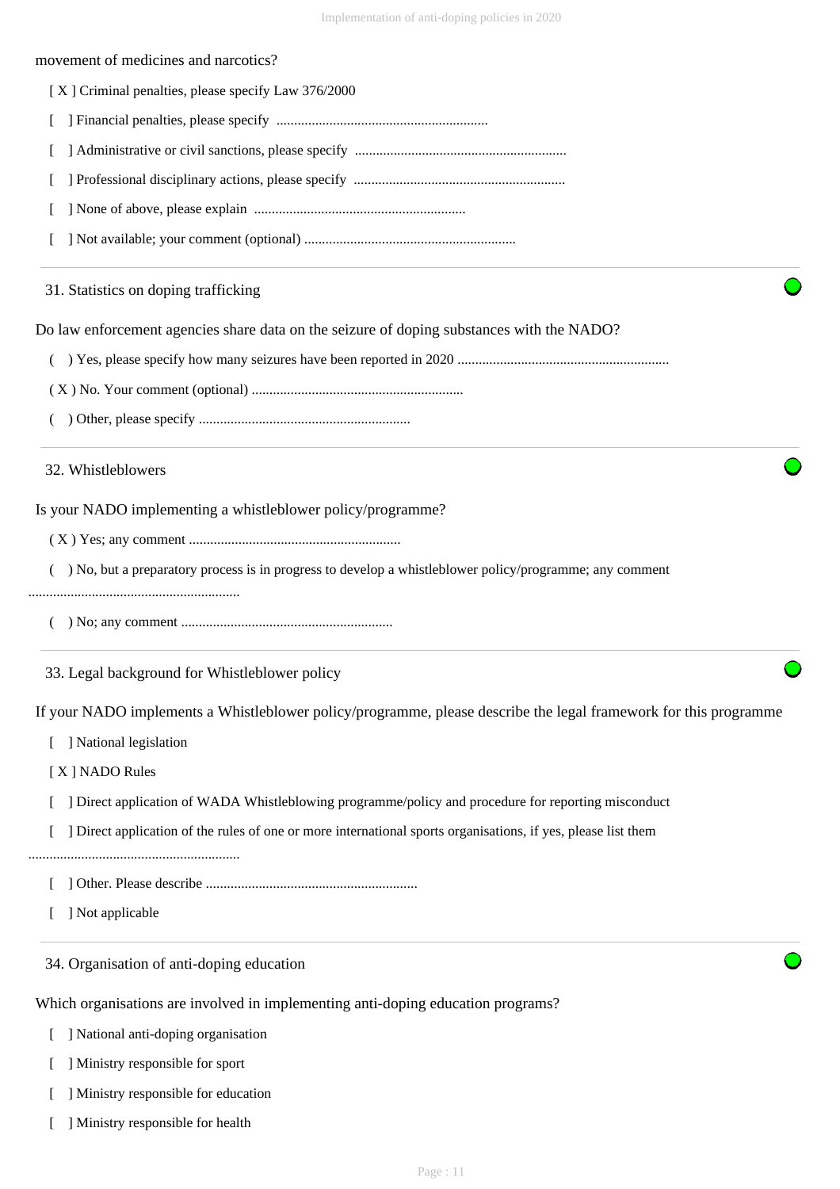movement of medicines and narcotics?

[ X ] Criminal penalties, please specify Law 376/2000

[ ] Financial penalties, please specify ............................................................

[ ] Administrative or civil sanctions, please specify ............................................................

[ ] Professional disciplinary actions, please specify ............................................................

[ ] None of above, please explain ............................................................

[ ] Not available; your comment (optional) ............................................................

## 31. Statistics on doping trafficking

Do law enforcement agencies share data on the seizure of doping substances with the NADO?

( ) Yes, please specify how many seizures have been reported in 2020 ............................................................

( X ) No. Your comment (optional) ............................................................

( ) Other, please specify ............................................................

## 32. Whistleblowers

Is your NADO implementing a whistleblower policy/programme?

( X ) Yes; any comment ............................................................

( ) No, but a preparatory process is in progress to develop a whistleblower policy/programme; any comment ............................................................

( ) No; any comment ............................................................

## 33. Legal background for Whistleblower policy

If your NADO implements a Whistleblower policy/programme, please describe the legal framework for this programme

[ ] National legislation

[ X ] NADO Rules

[ ] Direct application of WADA Whistleblowing programme/policy and procedure for reporting misconduct

[ ] Direct application of the rules of one or more international sports organisations, if yes, please list them ............................................................

[ ] Other. Please describe ............................................................

[ ] Not applicable

## 34. Organisation of anti-doping education

Which organisations are involved in implementing anti-doping education programs?

[ ] National anti-doping organisation

[ ] Ministry responsible for sport

[ ] Ministry responsible for education

[ ] Ministry responsible for health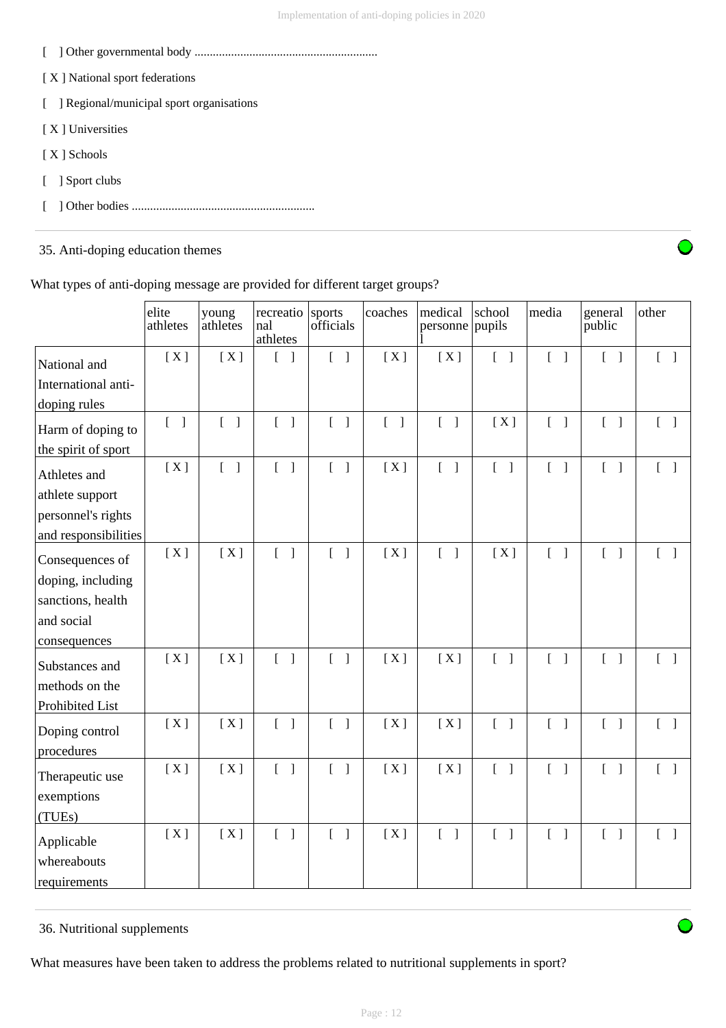[ ] Other governmental body ............................................................

[ X ] National sport federations

[ ] Regional/municipal sport organisations

[ X ] Universities

[ X ] Schools

[ ] Sport clubs

[ ] Other bodies ............................................................

35. Anti-doping education themes

What types of anti-doping message are provided for different target groups?

| | elite athletes | young athletes | recreational athletes | sports officials | coaches | medical personnel | school pupils | media | general public | other |
|---|---|---|---|---|---|---|---|---|---|---|
| National and International anti-doping rules | [ X ] | [ X ] | [ ] | [ ] | [ X ] | [ X ] | [ ] | [ ] | [ ] | [ ] |
| Harm of doping to the spirit of sport | [ ] | [ ] | [ ] | [ ] | [ ] | [ ] | [ X ] | [ ] | [ ] | [ ] |
| Athletes and athlete support personnel's rights and responsibilities | [ X ] | [ ] | [ ] | [ ] | [ X ] | [ ] | [ ] | [ ] | [ ] | [ ] |
| Consequences of doping, including sanctions, health and social consequences | [ X ] | [ X ] | [ ] | [ ] | [ X ] | [ ] | [ X ] | [ ] | [ ] | [ ] |
| Substances and methods on the Prohibited List | [ X ] | [ X ] | [ ] | [ ] | [ X ] | [ X ] | [ ] | [ ] | [ ] | [ ] |
| Doping control procedures | [ X ] | [ X ] | [ ] | [ ] | [ X ] | [ X ] | [ ] | [ ] | [ ] | [ ] |
| Therapeutic use exemptions (TUEs) | [ X ] | [ X ] | [ ] | [ ] | [ X ] | [ X ] | [ ] | [ ] | [ ] | [ ] |
| Applicable whereabouts requirements | [ X ] | [ X ] | [ ] | [ ] | [ X ] | [ ] | [ ] | [ ] | [ ] | [ ] |

36. Nutritional supplements

What measures have been taken to address the problems related to nutritional supplements in sport?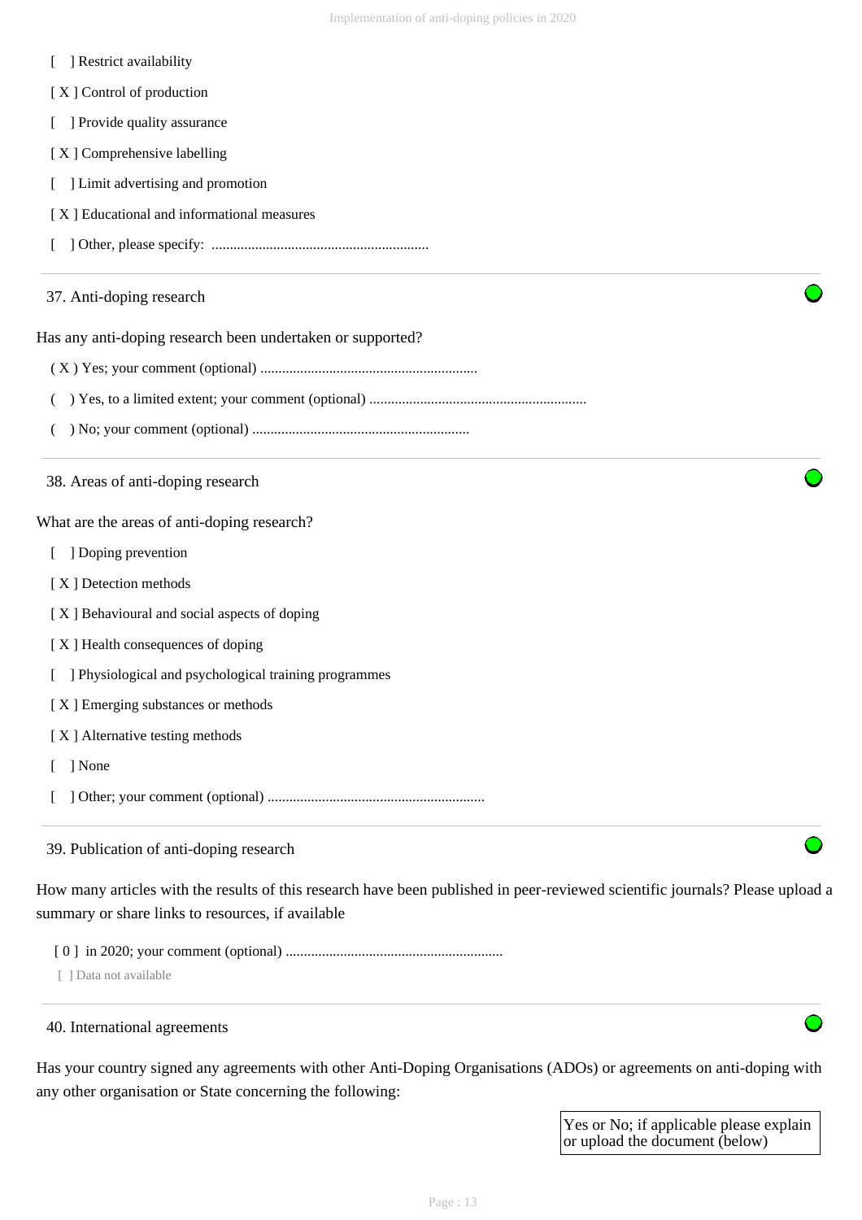[ ] Restrict availability

[ X ] Control of production

[ ] Provide quality assurance

[ X ] Comprehensive labelling

[ ] Limit advertising and promotion

[ X ] Educational and informational measures

[ ] Other, please specify: ............................................................

## 37. Anti-doping research

Has any anti-doping research been undertaken or supported?

( X ) Yes; your comment (optional) ............................................................

( ) Yes, to a limited extent; your comment (optional) ............................................................

( ) No; your comment (optional) ............................................................

## 38. Areas of anti-doping research

What are the areas of anti-doping research?

[ ] Doping prevention

[ X ] Detection methods

[ X ] Behavioural and social aspects of doping

[ X ] Health consequences of doping

[ ] Physiological and psychological training programmes

[ X ] Emerging substances or methods

[ X ] Alternative testing methods

[ ] None

[ ] Other; your comment (optional) ............................................................

## 39. Publication of anti-doping research

How many articles with the results of this research have been published in peer-reviewed scientific journals? Please upload a summary or share links to resources, if available

[ 0 ] in 2020; your comment (optional) ............................................................

[ ] Data not available

## 40. International agreements

Has your country signed any agreements with other Anti-Doping Organisations (ADOs) or agreements on anti-doping with any other organisation or State concerning the following:

| | Yes or No; if applicable please explain or upload the document (below) |
|---|---|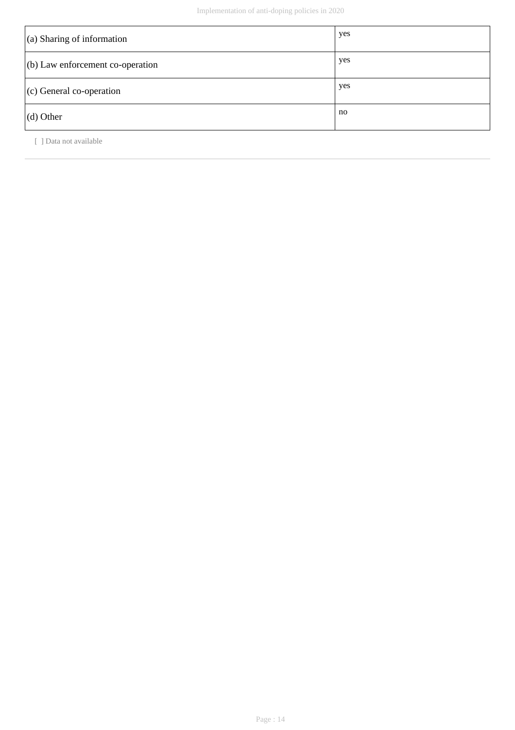| | |
|---|---|
| (a) Sharing of information | yes |
| (b) Law enforcement co-operation | yes |
| (c) General co-operation | yes |
| (d) Other | no |

[ ] Data not available